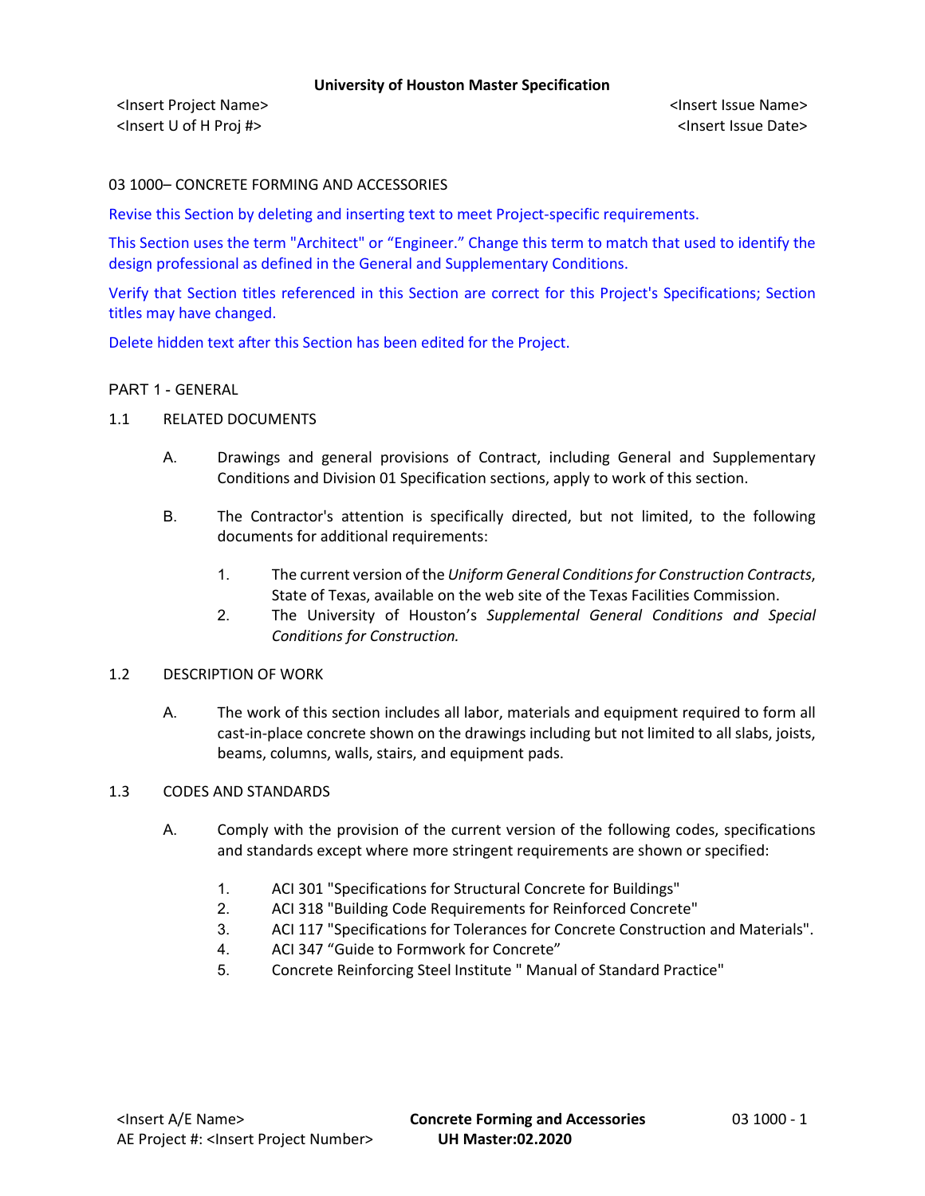# 03 1000– CONCRETE FORMING AND ACCESSORIES

Revise this Section by deleting and inserting text to meet Project-specific requirements.

This Section uses the term "Architect" or "Engineer." Change this term to match that used to identify the design professional as defined in the General and Supplementary Conditions.

Verify that Section titles referenced in this Section are correct for this Project's Specifications; Section titles may have changed.

Delete hidden text after this Section has been edited for the Project.

## PART 1 - GENERAL

### 1.1 RELATED DOCUMENTS

A. Drawings and general provisions of Contract, including General and Supplementary Conditions and Division 01 Specification sections, apply to work of this section.

B. The Contractor's attention is specifically directed, but not limited, to the following documents for additional requirements:

1. The current version of the *Uniform General Conditions for Construction Contracts*, State of Texas, available on the web site of the Texas Facilities Commission.
2. The University of Houston's *Supplemental General Conditions and Special Conditions for Construction.*

### 1.2 DESCRIPTION OF WORK

A. The work of this section includes all labor, materials and equipment required to form all cast-in-place concrete shown on the drawings including but not limited to all slabs, joists, beams, columns, walls, stairs, and equipment pads.

### 1.3 CODES AND STANDARDS

A. Comply with the provision of the current version of the following codes, specifications and standards except where more stringent requirements are shown or specified:

1. ACI 301 "Specifications for Structural Concrete for Buildings"
2. ACI 318 "Building Code Requirements for Reinforced Concrete"
3. ACI 117 "Specifications for Tolerances for Concrete Construction and Materials".
4. ACI 347 "Guide to Formwork for Concrete"
5. Concrete Reinforcing Steel Institute " Manual of Standard Practice"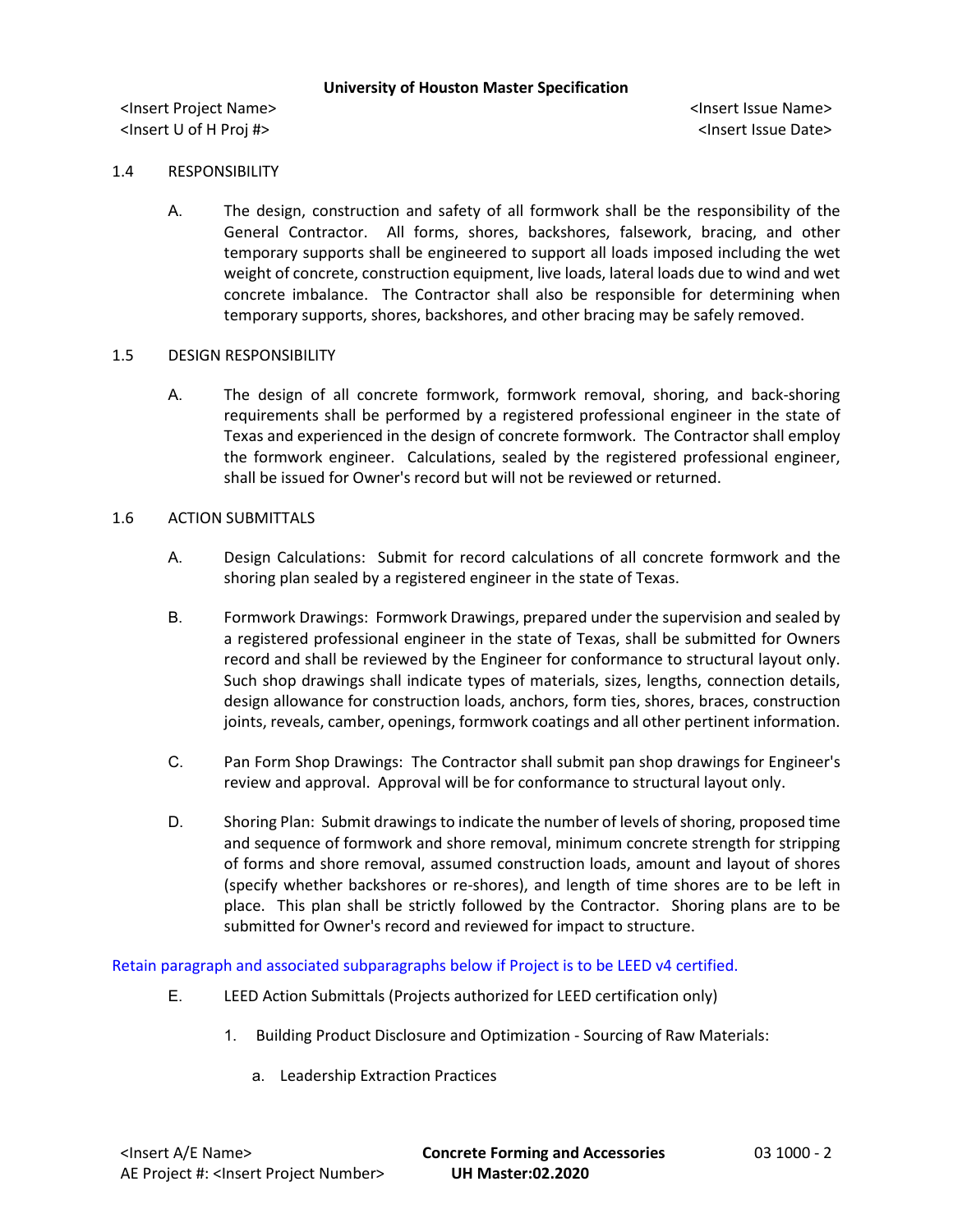### 1.4 RESPONSIBILITY

A. The design, construction and safety of all formwork shall be the responsibility of the General Contractor. All forms, shores, backshores, falsework, bracing, and other temporary supports shall be engineered to support all loads imposed including the wet weight of concrete, construction equipment, live loads, lateral loads due to wind and wet concrete imbalance. The Contractor shall also be responsible for determining when temporary supports, shores, backshores, and other bracing may be safely removed.

### 1.5 DESIGN RESPONSIBILITY

A. The design of all concrete formwork, formwork removal, shoring, and back-shoring requirements shall be performed by a registered professional engineer in the state of Texas and experienced in the design of concrete formwork. The Contractor shall employ the formwork engineer. Calculations, sealed by the registered professional engineer, shall be issued for Owner's record but will not be reviewed or returned.

### 1.6 ACTION SUBMITTALS

A. Design Calculations: Submit for record calculations of all concrete formwork and the shoring plan sealed by a registered engineer in the state of Texas.

B. Formwork Drawings: Formwork Drawings, prepared under the supervision and sealed by a registered professional engineer in the state of Texas, shall be submitted for Owners record and shall be reviewed by the Engineer for conformance to structural layout only. Such shop drawings shall indicate types of materials, sizes, lengths, connection details, design allowance for construction loads, anchors, form ties, shores, braces, construction joints, reveals, camber, openings, formwork coatings and all other pertinent information.

C. Pan Form Shop Drawings: The Contractor shall submit pan shop drawings for Engineer's review and approval. Approval will be for conformance to structural layout only.

D. Shoring Plan: Submit drawings to indicate the number of levels of shoring, proposed time and sequence of formwork and shore removal, minimum concrete strength for stripping of forms and shore removal, assumed construction loads, amount and layout of shores (specify whether backshores or re-shores), and length of time shores are to be left in place. This plan shall be strictly followed by the Contractor. Shoring plans are to be submitted for Owner's record and reviewed for impact to structure.

Retain paragraph and associated subparagraphs below if Project is to be LEED v4 certified.

E. LEED Action Submittals (Projects authorized for LEED certification only)

1. Building Product Disclosure and Optimization - Sourcing of Raw Materials:

a. Leadership Extraction Practices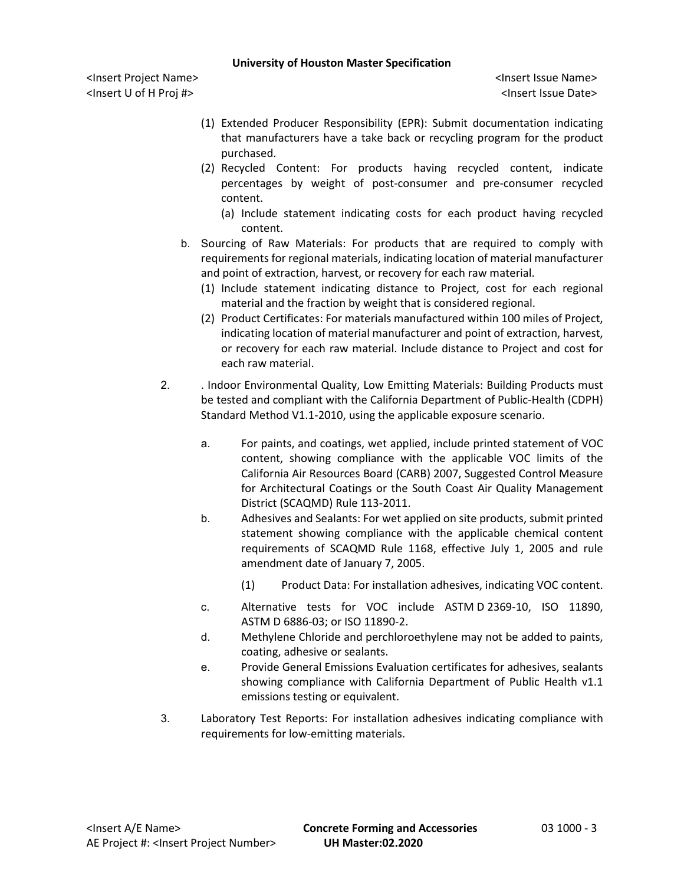(1) Extended Producer Responsibility (EPR): Submit documentation indicating that manufacturers have a take back or recycling program for the product purchased.

(2) Recycled Content: For products having recycled content, indicate percentages by weight of post-consumer and pre-consumer recycled content.

(a) Include statement indicating costs for each product having recycled content.

b. Sourcing of Raw Materials: For products that are required to comply with requirements for regional materials, indicating location of material manufacturer and point of extraction, harvest, or recovery for each raw material.

(1) Include statement indicating distance to Project, cost for each regional material and the fraction by weight that is considered regional.

(2) Product Certificates: For materials manufactured within 100 miles of Project, indicating location of material manufacturer and point of extraction, harvest, or recovery for each raw material. Include distance to Project and cost for each raw material.

2. . Indoor Environmental Quality, Low Emitting Materials: Building Products must be tested and compliant with the California Department of Public-Health (CDPH) Standard Method V1.1-2010, using the applicable exposure scenario.

a. For paints, and coatings, wet applied, include printed statement of VOC content, showing compliance with the applicable VOC limits of the California Air Resources Board (CARB) 2007, Suggested Control Measure for Architectural Coatings or the South Coast Air Quality Management District (SCAQMD) Rule 113-2011.

b. Adhesives and Sealants: For wet applied on site products, submit printed statement showing compliance with the applicable chemical content requirements of SCAQMD Rule 1168, effective July 1, 2005 and rule amendment date of January 7, 2005.

(1) Product Data: For installation adhesives, indicating VOC content.

c. Alternative tests for VOC include ASTM D 2369-10, ISO 11890, ASTM D 6886-03; or ISO 11890-2.

d. Methylene Chloride and perchloroethylene may not be added to paints, coating, adhesive or sealants.

e. Provide General Emissions Evaluation certificates for adhesives, sealants showing compliance with California Department of Public Health v1.1 emissions testing or equivalent.

3. Laboratory Test Reports: For installation adhesives indicating compliance with requirements for low-emitting materials.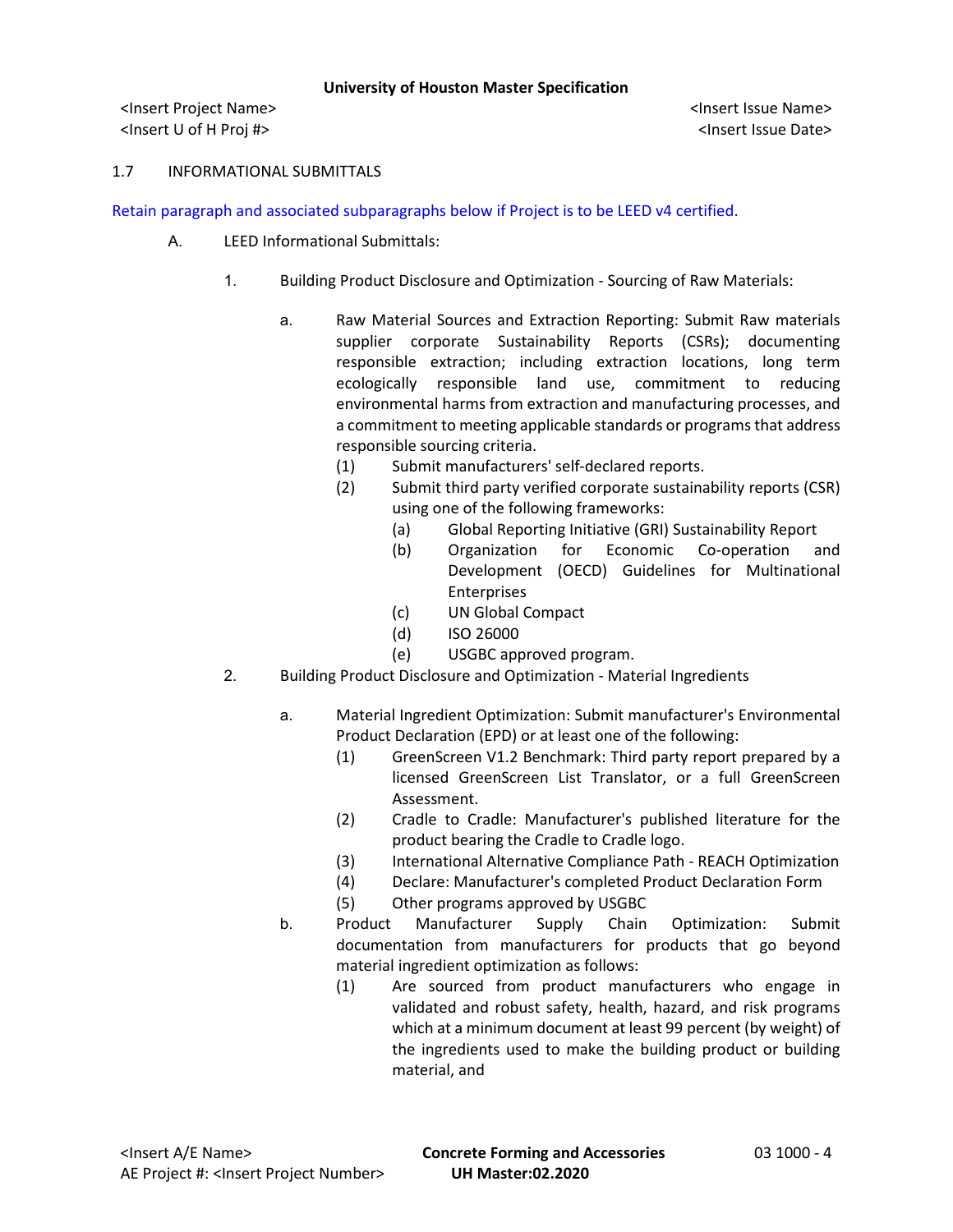## 1.7 INFORMATIONAL SUBMITTALS

Retain paragraph and associated subparagraphs below if Project is to be LEED v4 certified.

A. LEED Informational Submittals:

1. Building Product Disclosure and Optimization - Sourcing of Raw Materials:

   a. Raw Material Sources and Extraction Reporting: Submit Raw materials supplier corporate Sustainability Reports (CSRs); documenting responsible extraction; including extraction locations, long term ecologically responsible land use, commitment to reducing environmental harms from extraction and manufacturing processes, and a commitment to meeting applicable standards or programs that address responsible sourcing criteria.
      (1) Submit manufacturers' self-declared reports.
      (2) Submit third party verified corporate sustainability reports (CSR) using one of the following frameworks:
         (a) Global Reporting Initiative (GRI) Sustainability Report
         (b) Organization for Economic Co-operation and Development (OECD) Guidelines for Multinational Enterprises
         (c) UN Global Compact
         (d) ISO 26000
         (e) USGBC approved program.

2. Building Product Disclosure and Optimization - Material Ingredients

   a. Material Ingredient Optimization: Submit manufacturer's Environmental Product Declaration (EPD) or at least one of the following:
      (1) GreenScreen V1.2 Benchmark: Third party report prepared by a licensed GreenScreen List Translator, or a full GreenScreen Assessment.
      (2) Cradle to Cradle: Manufacturer's published literature for the product bearing the Cradle to Cradle logo.
      (3) International Alternative Compliance Path - REACH Optimization
      (4) Declare: Manufacturer's completed Product Declaration Form
      (5) Other programs approved by USGBC

   b. Product Manufacturer Supply Chain Optimization: Submit documentation from manufacturers for products that go beyond material ingredient optimization as follows:
      (1) Are sourced from product manufacturers who engage in validated and robust safety, health, hazard, and risk programs which at a minimum document at least 99 percent (by weight) of the ingredients used to make the building product or building material, and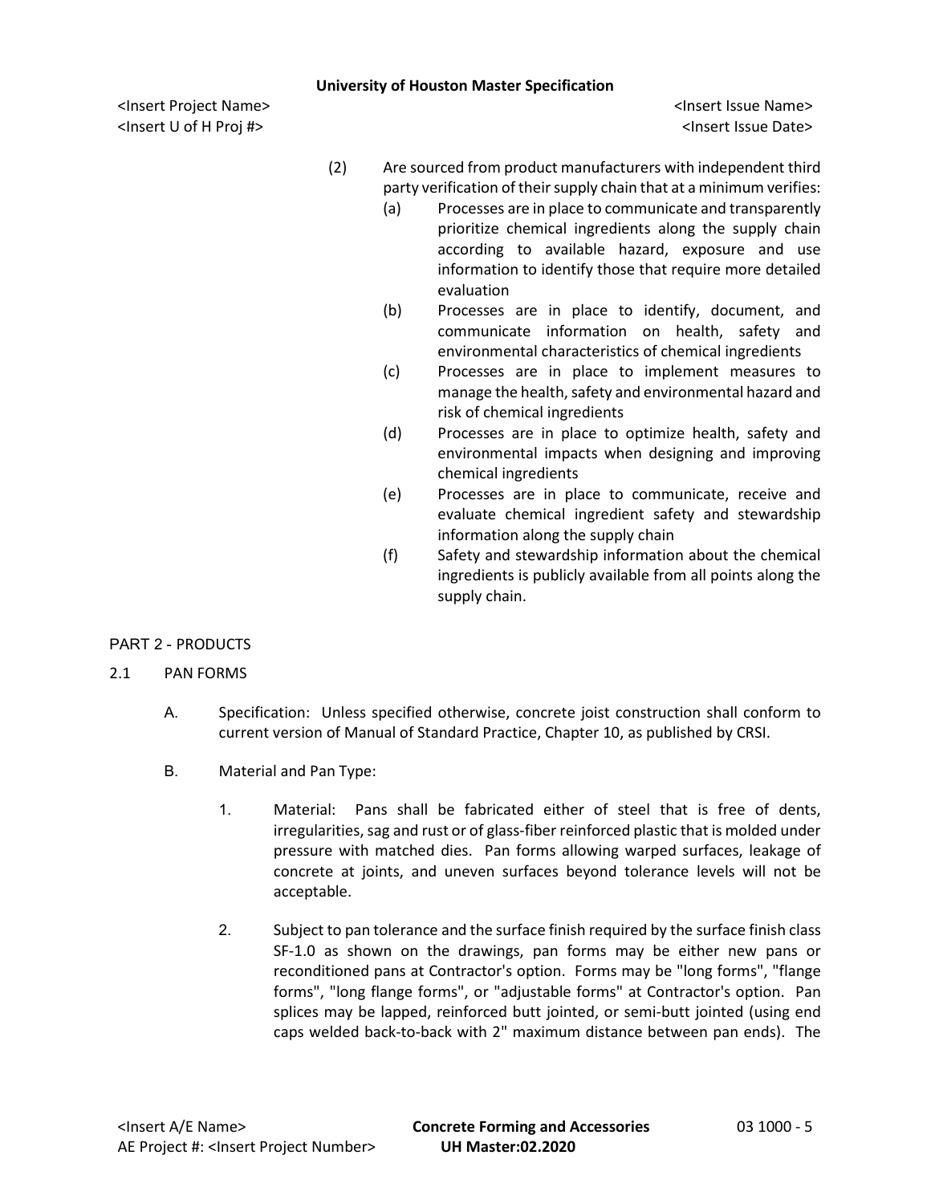(2) Are sourced from product manufacturers with independent third party verification of their supply chain that at a minimum verifies:

(a) Processes are in place to communicate and transparently prioritize chemical ingredients along the supply chain according to available hazard, exposure and use information to identify those that require more detailed evaluation

(b) Processes are in place to identify, document, and communicate information on health, safety and environmental characteristics of chemical ingredients

(c) Processes are in place to implement measures to manage the health, safety and environmental hazard and risk of chemical ingredients

(d) Processes are in place to optimize health, safety and environmental impacts when designing and improving chemical ingredients

(e) Processes are in place to communicate, receive and evaluate chemical ingredient safety and stewardship information along the supply chain

(f) Safety and stewardship information about the chemical ingredients is publicly available from all points along the supply chain.

## PART 2 - PRODUCTS

### 2.1 PAN FORMS

A. Specification: Unless specified otherwise, concrete joist construction shall conform to current version of Manual of Standard Practice, Chapter 10, as published by CRSI.

B. Material and Pan Type:

1. Material: Pans shall be fabricated either of steel that is free of dents, irregularities, sag and rust or of glass-fiber reinforced plastic that is molded under pressure with matched dies. Pan forms allowing warped surfaces, leakage of concrete at joints, and uneven surfaces beyond tolerance levels will not be acceptable.

2. Subject to pan tolerance and the surface finish required by the surface finish class SF-1.0 as shown on the drawings, pan forms may be either new pans or reconditioned pans at Contractor's option. Forms may be "long forms", "flange forms", "long flange forms", or "adjustable forms" at Contractor's option. Pan splices may be lapped, reinforced butt jointed, or semi-butt jointed (using end caps welded back-to-back with 2" maximum distance between pan ends). The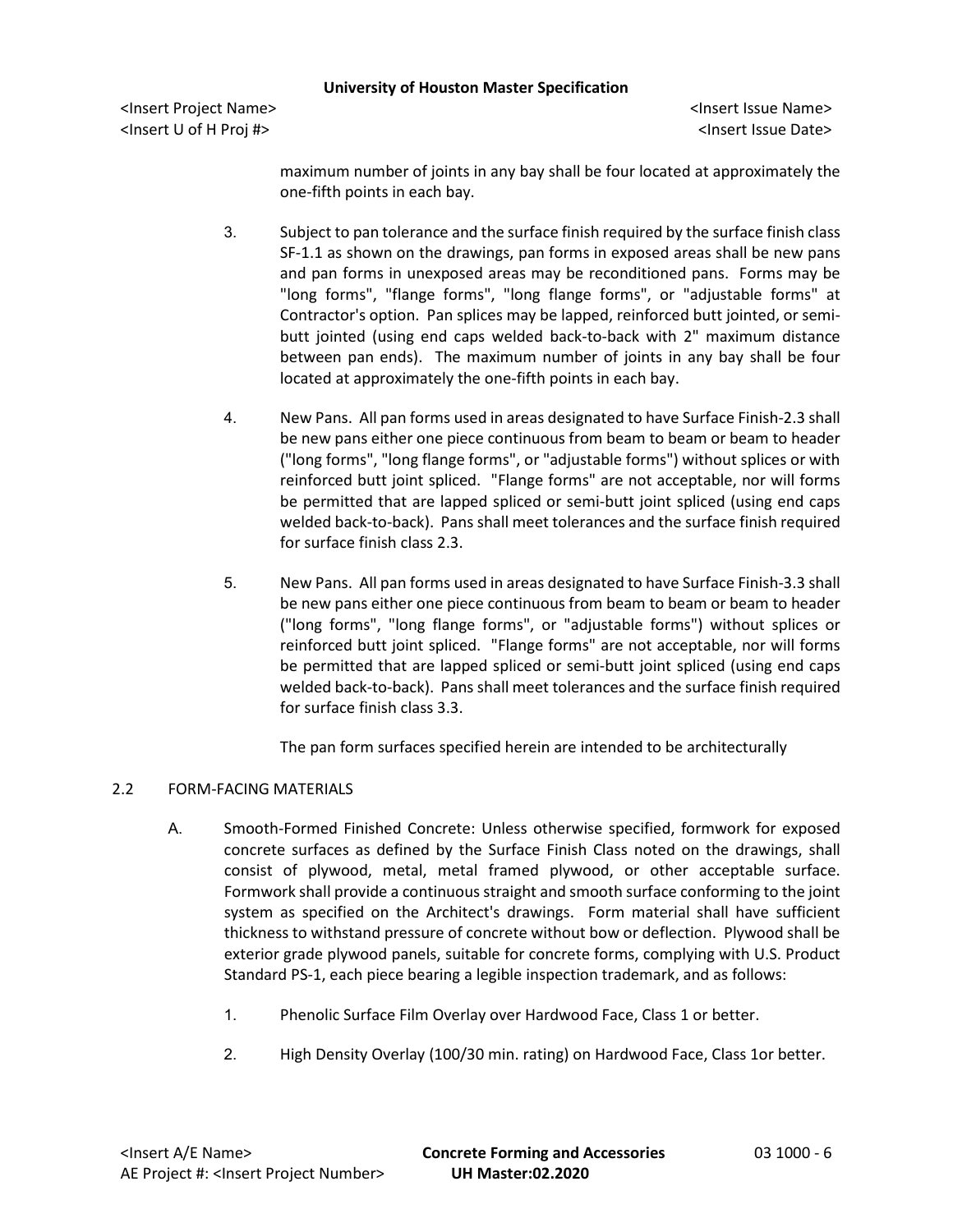maximum number of joints in any bay shall be four located at approximately the one-fifth points in each bay.

3. Subject to pan tolerance and the surface finish required by the surface finish class SF-1.1 as shown on the drawings, pan forms in exposed areas shall be new pans and pan forms in unexposed areas may be reconditioned pans. Forms may be "long forms", "flange forms", "long flange forms", or "adjustable forms" at Contractor's option. Pan splices may be lapped, reinforced butt jointed, or semi-butt jointed (using end caps welded back-to-back with 2" maximum distance between pan ends). The maximum number of joints in any bay shall be four located at approximately the one-fifth points in each bay.

4. New Pans. All pan forms used in areas designated to have Surface Finish-2.3 shall be new pans either one piece continuous from beam to beam or beam to header ("long forms", "long flange forms", or "adjustable forms") without splices or with reinforced butt joint spliced. "Flange forms" are not acceptable, nor will forms be permitted that are lapped spliced or semi-butt joint spliced (using end caps welded back-to-back). Pans shall meet tolerances and the surface finish required for surface finish class 2.3.

5. New Pans. All pan forms used in areas designated to have Surface Finish-3.3 shall be new pans either one piece continuous from beam to beam or beam to header ("long forms", "long flange forms", or "adjustable forms") without splices or reinforced butt joint spliced. "Flange forms" are not acceptable, nor will forms be permitted that are lapped spliced or semi-butt joint spliced (using end caps welded back-to-back). Pans shall meet tolerances and the surface finish required for surface finish class 3.3.

   The pan form surfaces specified herein are intended to be architecturally

## 2.2 FORM-FACING MATERIALS

A. Smooth-Formed Finished Concrete: Unless otherwise specified, formwork for exposed concrete surfaces as defined by the Surface Finish Class noted on the drawings, shall consist of plywood, metal, metal framed plywood, or other acceptable surface. Formwork shall provide a continuous straight and smooth surface conforming to the joint system as specified on the Architect's drawings. Form material shall have sufficient thickness to withstand pressure of concrete without bow or deflection. Plywood shall be exterior grade plywood panels, suitable for concrete forms, complying with U.S. Product Standard PS-1, each piece bearing a legible inspection trademark, and as follows:

   1. Phenolic Surface Film Overlay over Hardwood Face, Class 1 or better.

   2. High Density Overlay (100/30 min. rating) on Hardwood Face, Class 1or better.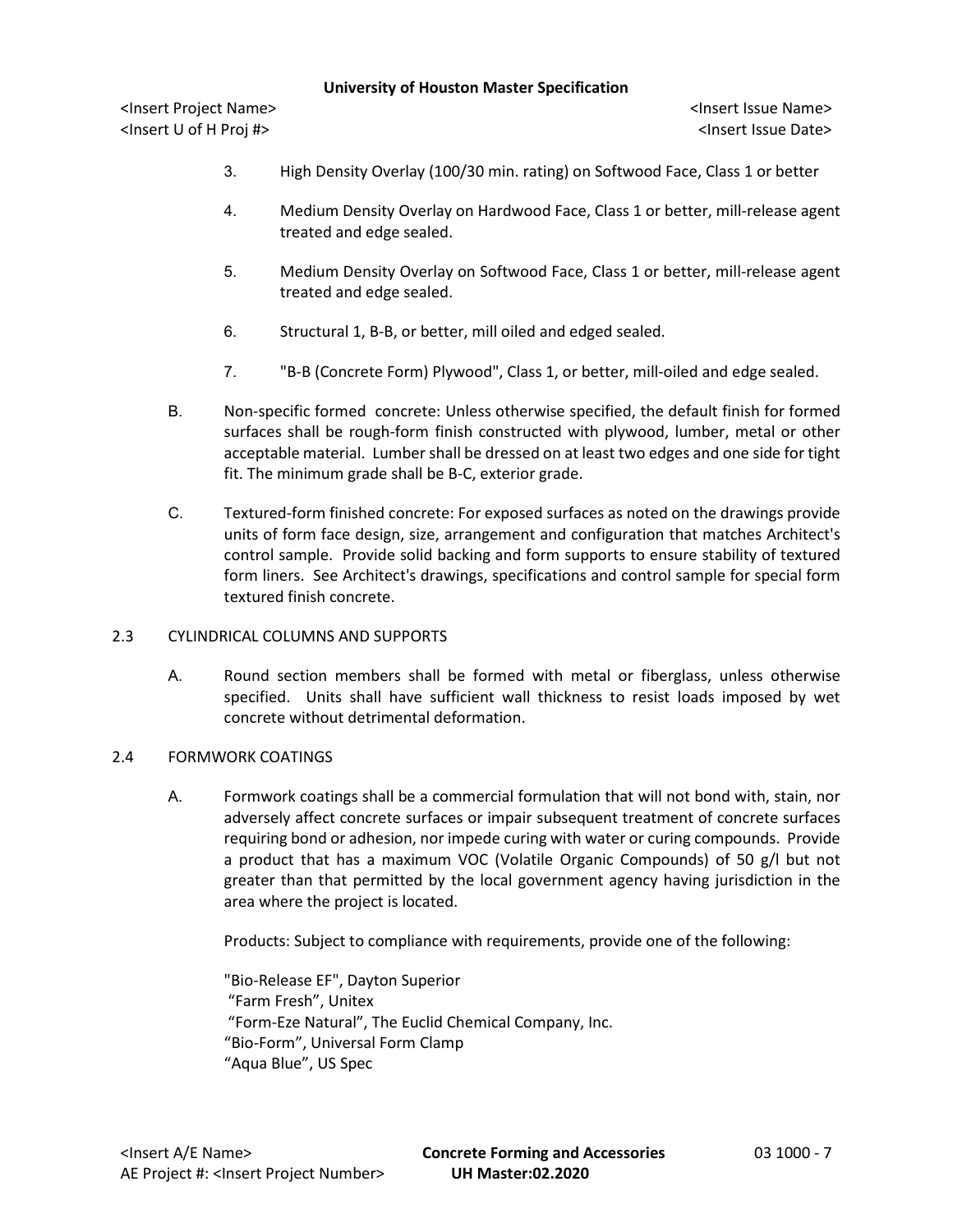3. High Density Overlay (100/30 min. rating) on Softwood Face, Class 1 or better

4. Medium Density Overlay on Hardwood Face, Class 1 or better, mill-release agent treated and edge sealed.

5. Medium Density Overlay on Softwood Face, Class 1 or better, mill-release agent treated and edge sealed.

6. Structural 1, B-B, or better, mill oiled and edged sealed.

7. "B-B (Concrete Form) Plywood", Class 1, or better, mill-oiled and edge sealed.

B. Non-specific formed concrete: Unless otherwise specified, the default finish for formed surfaces shall be rough-form finish constructed with plywood, lumber, metal or other acceptable material. Lumber shall be dressed on at least two edges and one side for tight fit. The minimum grade shall be B-C, exterior grade.

C. Textured-form finished concrete: For exposed surfaces as noted on the drawings provide units of form face design, size, arrangement and configuration that matches Architect's control sample. Provide solid backing and form supports to ensure stability of textured form liners. See Architect's drawings, specifications and control sample for special form textured finish concrete.

## 2.3 CYLINDRICAL COLUMNS AND SUPPORTS

A. Round section members shall be formed with metal or fiberglass, unless otherwise specified. Units shall have sufficient wall thickness to resist loads imposed by wet concrete without detrimental deformation.

## 2.4 FORMWORK COATINGS

A. Formwork coatings shall be a commercial formulation that will not bond with, stain, nor adversely affect concrete surfaces or impair subsequent treatment of concrete surfaces requiring bond or adhesion, nor impede curing with water or curing compounds. Provide a product that has a maximum VOC (Volatile Organic Compounds) of 50 g/l but not greater than that permitted by the local government agency having jurisdiction in the area where the project is located.

Products: Subject to compliance with requirements, provide one of the following:

"Bio-Release EF", Dayton Superior
"Farm Fresh", Unitex
"Form-Eze Natural", The Euclid Chemical Company, Inc.
"Bio-Form", Universal Form Clamp
"Aqua Blue", US Spec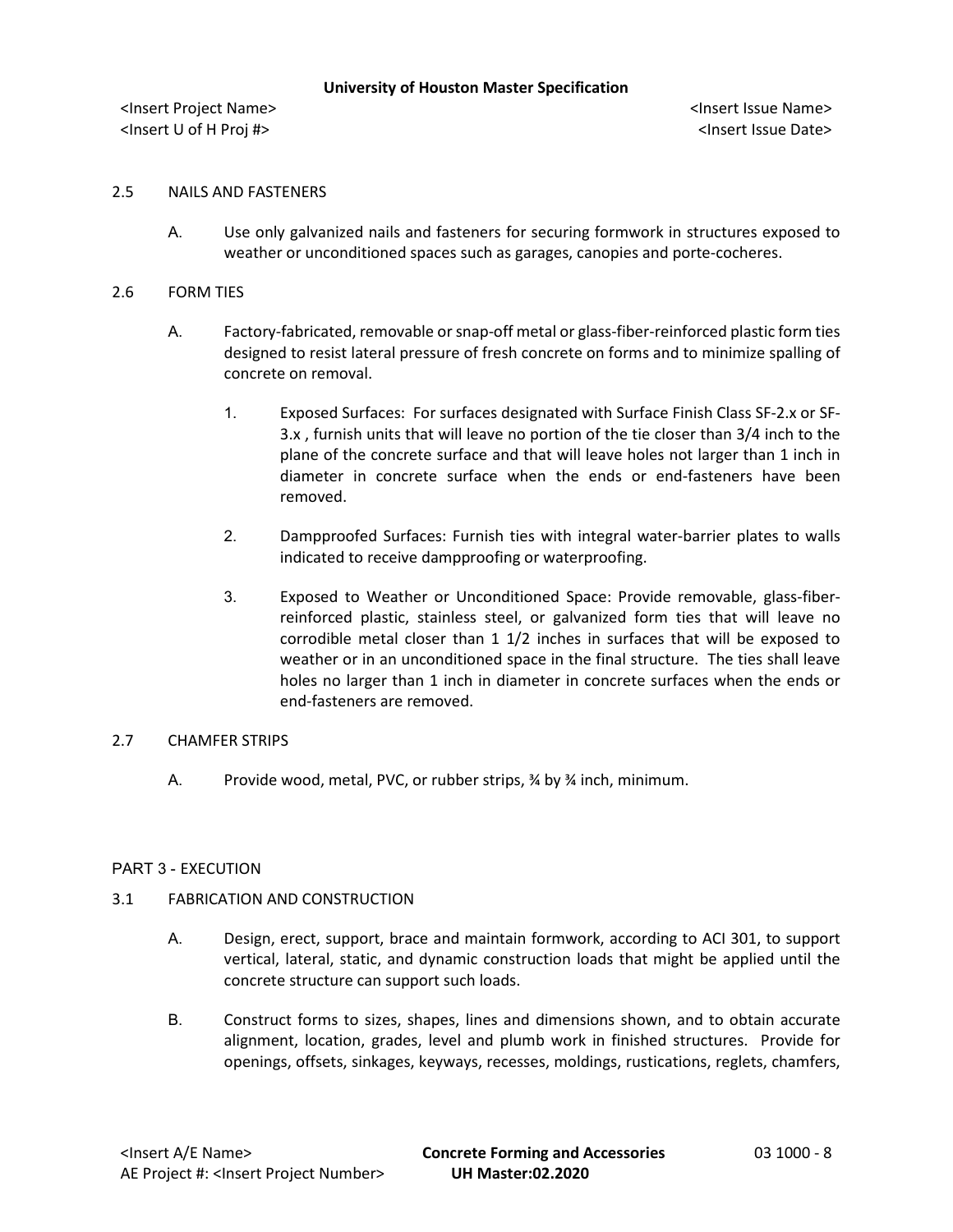## 2.5 NAILS AND FASTENERS

A. Use only galvanized nails and fasteners for securing formwork in structures exposed to weather or unconditioned spaces such as garages, canopies and porte-cocheres.

## 2.6 FORM TIES

A. Factory-fabricated, removable or snap-off metal or glass-fiber-reinforced plastic form ties designed to resist lateral pressure of fresh concrete on forms and to minimize spalling of concrete on removal.

1. Exposed Surfaces: For surfaces designated with Surface Finish Class SF-2.x or SF-3.x , furnish units that will leave no portion of the tie closer than 3/4 inch to the plane of the concrete surface and that will leave holes not larger than 1 inch in diameter in concrete surface when the ends or end-fasteners have been removed.

2. Dampproofed Surfaces: Furnish ties with integral water-barrier plates to walls indicated to receive dampproofing or waterproofing.

3. Exposed to Weather or Unconditioned Space: Provide removable, glass-fiber-reinforced plastic, stainless steel, or galvanized form ties that will leave no corrodible metal closer than 1 1/2 inches in surfaces that will be exposed to weather or in an unconditioned space in the final structure. The ties shall leave holes no larger than 1 inch in diameter in concrete surfaces when the ends or end-fasteners are removed.

## 2.7 CHAMFER STRIPS

A. Provide wood, metal, PVC, or rubber strips, ¾ by ¾ inch, minimum.

# PART 3 - EXECUTION

## 3.1 FABRICATION AND CONSTRUCTION

A. Design, erect, support, brace and maintain formwork, according to ACI 301, to support vertical, lateral, static, and dynamic construction loads that might be applied until the concrete structure can support such loads.

B. Construct forms to sizes, shapes, lines and dimensions shown, and to obtain accurate alignment, location, grades, level and plumb work in finished structures. Provide for openings, offsets, sinkages, keyways, recesses, moldings, rustications, reglets, chamfers,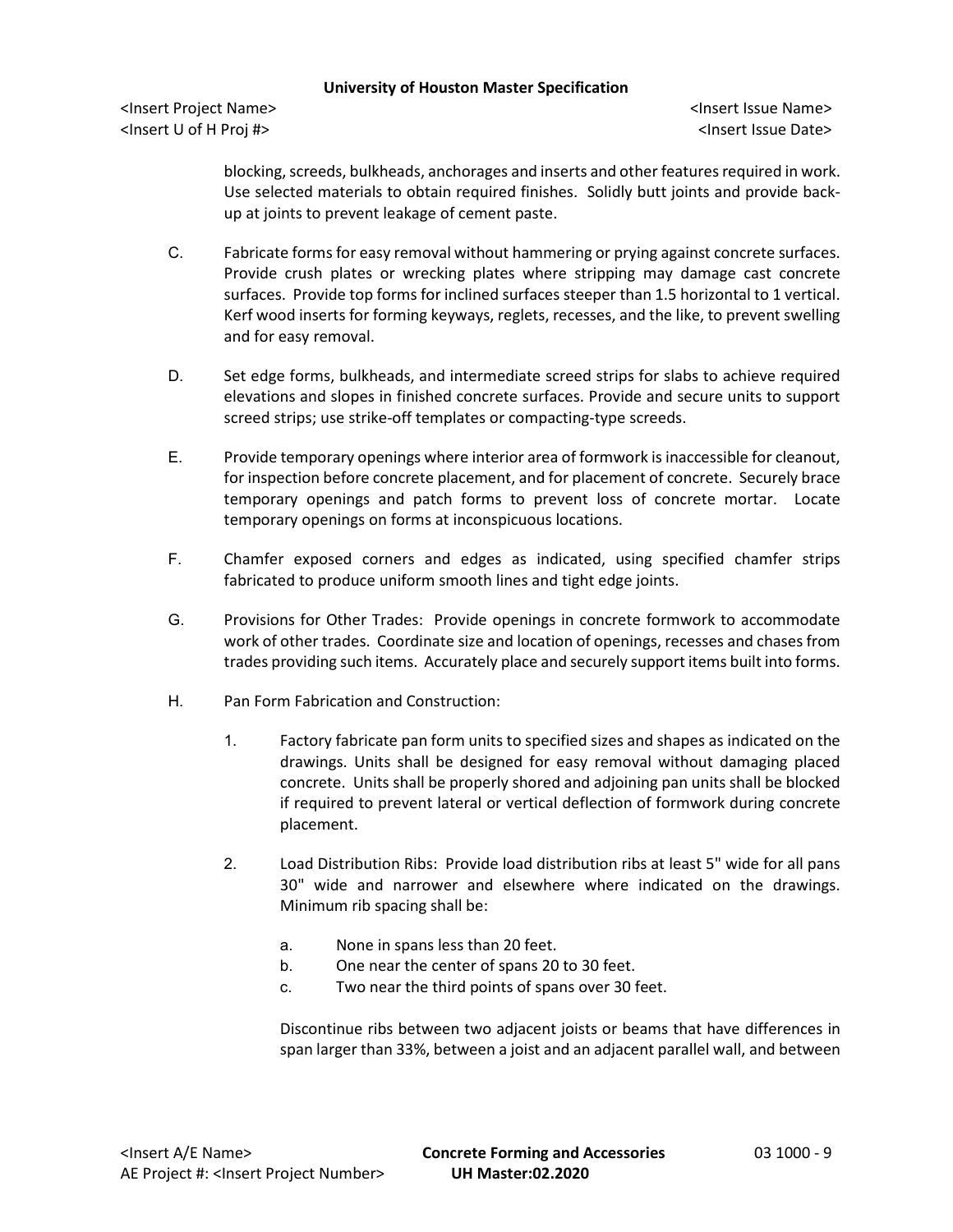blocking, screeds, bulkheads, anchorages and inserts and other features required in work. Use selected materials to obtain required finishes. Solidly butt joints and provide back-up at joints to prevent leakage of cement paste.

C. Fabricate forms for easy removal without hammering or prying against concrete surfaces. Provide crush plates or wrecking plates where stripping may damage cast concrete surfaces. Provide top forms for inclined surfaces steeper than 1.5 horizontal to 1 vertical. Kerf wood inserts for forming keyways, reglets, recesses, and the like, to prevent swelling and for easy removal.

D. Set edge forms, bulkheads, and intermediate screed strips for slabs to achieve required elevations and slopes in finished concrete surfaces. Provide and secure units to support screed strips; use strike-off templates or compacting-type screeds.

E. Provide temporary openings where interior area of formwork is inaccessible for cleanout, for inspection before concrete placement, and for placement of concrete. Securely brace temporary openings and patch forms to prevent loss of concrete mortar. Locate temporary openings on forms at inconspicuous locations.

F. Chamfer exposed corners and edges as indicated, using specified chamfer strips fabricated to produce uniform smooth lines and tight edge joints.

G. Provisions for Other Trades: Provide openings in concrete formwork to accommodate work of other trades. Coordinate size and location of openings, recesses and chases from trades providing such items. Accurately place and securely support items built into forms.

H. Pan Form Fabrication and Construction:

1. Factory fabricate pan form units to specified sizes and shapes as indicated on the drawings. Units shall be designed for easy removal without damaging placed concrete. Units shall be properly shored and adjoining pan units shall be blocked if required to prevent lateral or vertical deflection of formwork during concrete placement.

2. Load Distribution Ribs: Provide load distribution ribs at least 5" wide for all pans 30" wide and narrower and elsewhere where indicated on the drawings. Minimum rib spacing shall be:

   a. None in spans less than 20 feet.
   b. One near the center of spans 20 to 30 feet.
   c. Two near the third points of spans over 30 feet.

   Discontinue ribs between two adjacent joists or beams that have differences in span larger than 33%, between a joist and an adjacent parallel wall, and between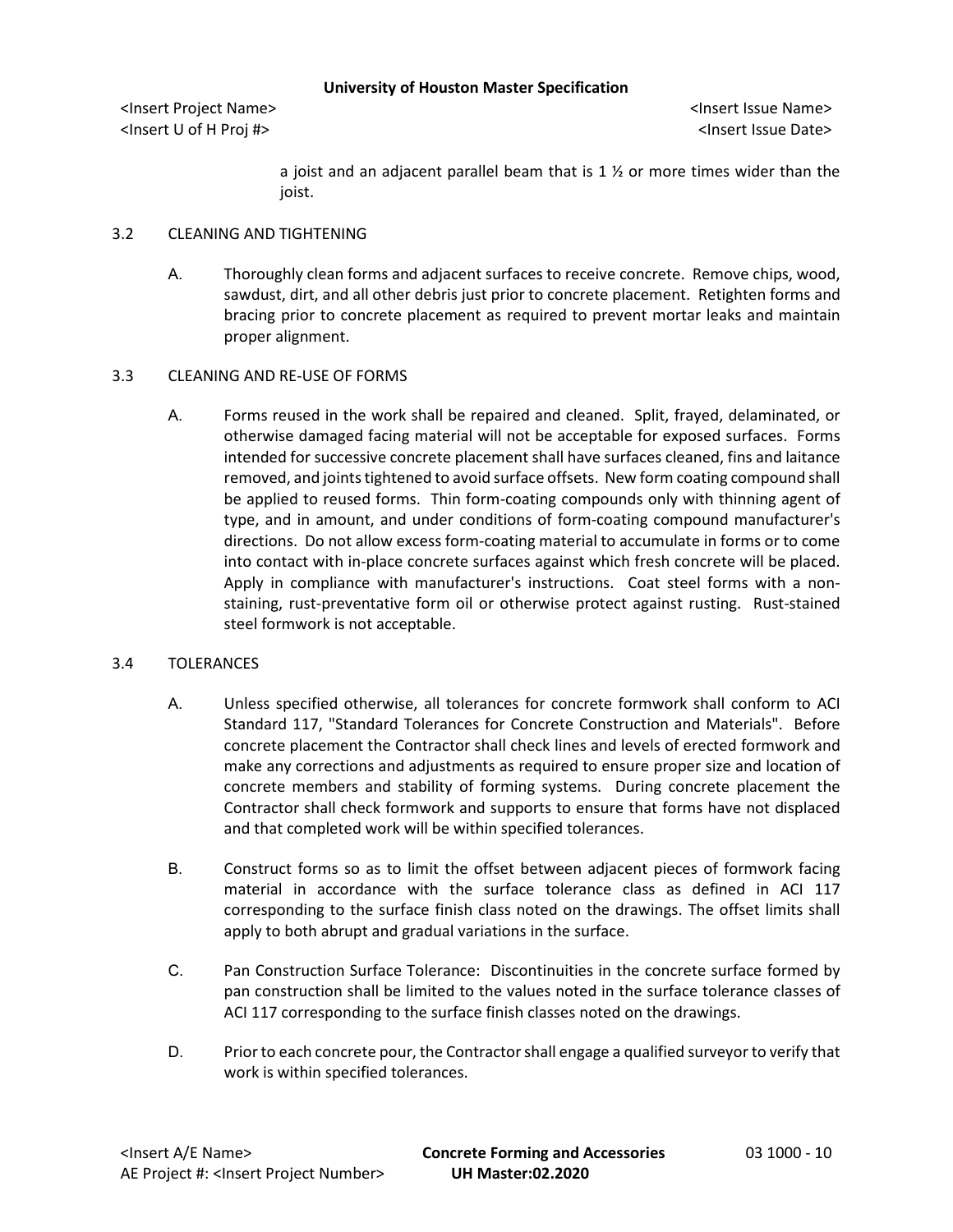a joist and an adjacent parallel beam that is 1 ½ or more times wider than the joist.

### 3.2 CLEANING AND TIGHTENING

A. Thoroughly clean forms and adjacent surfaces to receive concrete. Remove chips, wood, sawdust, dirt, and all other debris just prior to concrete placement. Retighten forms and bracing prior to concrete placement as required to prevent mortar leaks and maintain proper alignment.

### 3.3 CLEANING AND RE-USE OF FORMS

A. Forms reused in the work shall be repaired and cleaned. Split, frayed, delaminated, or otherwise damaged facing material will not be acceptable for exposed surfaces. Forms intended for successive concrete placement shall have surfaces cleaned, fins and laitance removed, and joints tightened to avoid surface offsets. New form coating compound shall be applied to reused forms. Thin form-coating compounds only with thinning agent of type, and in amount, and under conditions of form-coating compound manufacturer's directions. Do not allow excess form-coating material to accumulate in forms or to come into contact with in-place concrete surfaces against which fresh concrete will be placed. Apply in compliance with manufacturer's instructions. Coat steel forms with a non-staining, rust-preventative form oil or otherwise protect against rusting. Rust-stained steel formwork is not acceptable.

### 3.4 TOLERANCES

A. Unless specified otherwise, all tolerances for concrete formwork shall conform to ACI Standard 117, "Standard Tolerances for Concrete Construction and Materials". Before concrete placement the Contractor shall check lines and levels of erected formwork and make any corrections and adjustments as required to ensure proper size and location of concrete members and stability of forming systems. During concrete placement the Contractor shall check formwork and supports to ensure that forms have not displaced and that completed work will be within specified tolerances.

B. Construct forms so as to limit the offset between adjacent pieces of formwork facing material in accordance with the surface tolerance class as defined in ACI 117 corresponding to the surface finish class noted on the drawings. The offset limits shall apply to both abrupt and gradual variations in the surface.

C. Pan Construction Surface Tolerance: Discontinuities in the concrete surface formed by pan construction shall be limited to the values noted in the surface tolerance classes of ACI 117 corresponding to the surface finish classes noted on the drawings.

D. Prior to each concrete pour, the Contractor shall engage a qualified surveyor to verify that work is within specified tolerances.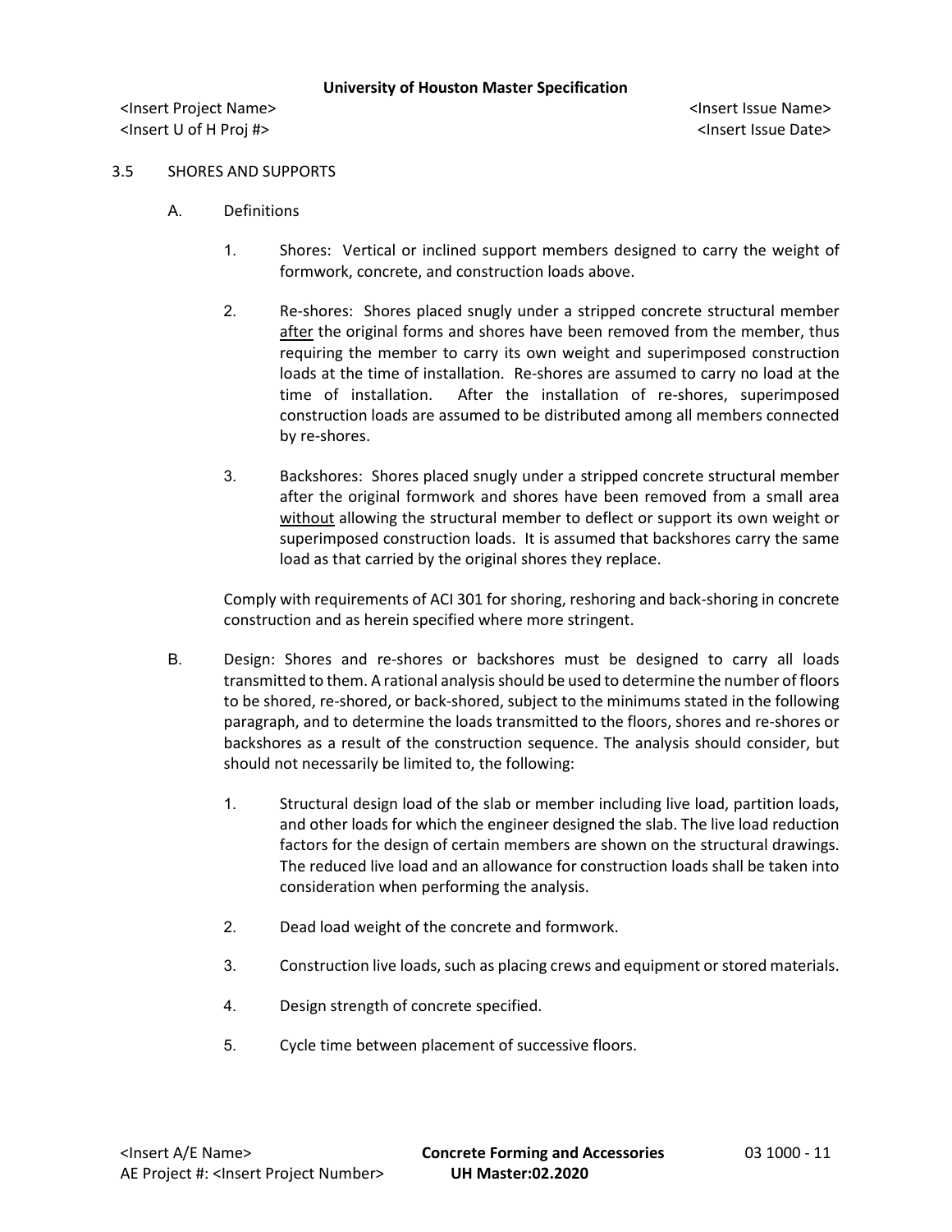## 3.5 SHORES AND SUPPORTS

A. Definitions

1. Shores: Vertical or inclined support members designed to carry the weight of formwork, concrete, and construction loads above.

2. Re-shores: Shores placed snugly under a stripped concrete structural member <u>after</u> the original forms and shores have been removed from the member, thus requiring the member to carry its own weight and superimposed construction loads at the time of installation. Re-shores are assumed to carry no load at the time of installation. After the installation of re-shores, superimposed construction loads are assumed to be distributed among all members connected by re-shores.

3. Backshores: Shores placed snugly under a stripped concrete structural member after the original formwork and shores have been removed from a small area <u>without</u> allowing the structural member to deflect or support its own weight or superimposed construction loads. It is assumed that backshores carry the same load as that carried by the original shores they replace.

Comply with requirements of ACI 301 for shoring, reshoring and back-shoring in concrete construction and as herein specified where more stringent.

B. Design: Shores and re-shores or backshores must be designed to carry all loads transmitted to them. A rational analysis should be used to determine the number of floors to be shored, re-shored, or back-shored, subject to the minimums stated in the following paragraph, and to determine the loads transmitted to the floors, shores and re-shores or backshores as a result of the construction sequence. The analysis should consider, but should not necessarily be limited to, the following:

1. Structural design load of the slab or member including live load, partition loads, and other loads for which the engineer designed the slab. The live load reduction factors for the design of certain members are shown on the structural drawings. The reduced live load and an allowance for construction loads shall be taken into consideration when performing the analysis.

2. Dead load weight of the concrete and formwork.

3. Construction live loads, such as placing crews and equipment or stored materials.

4. Design strength of concrete specified.

5. Cycle time between placement of successive floors.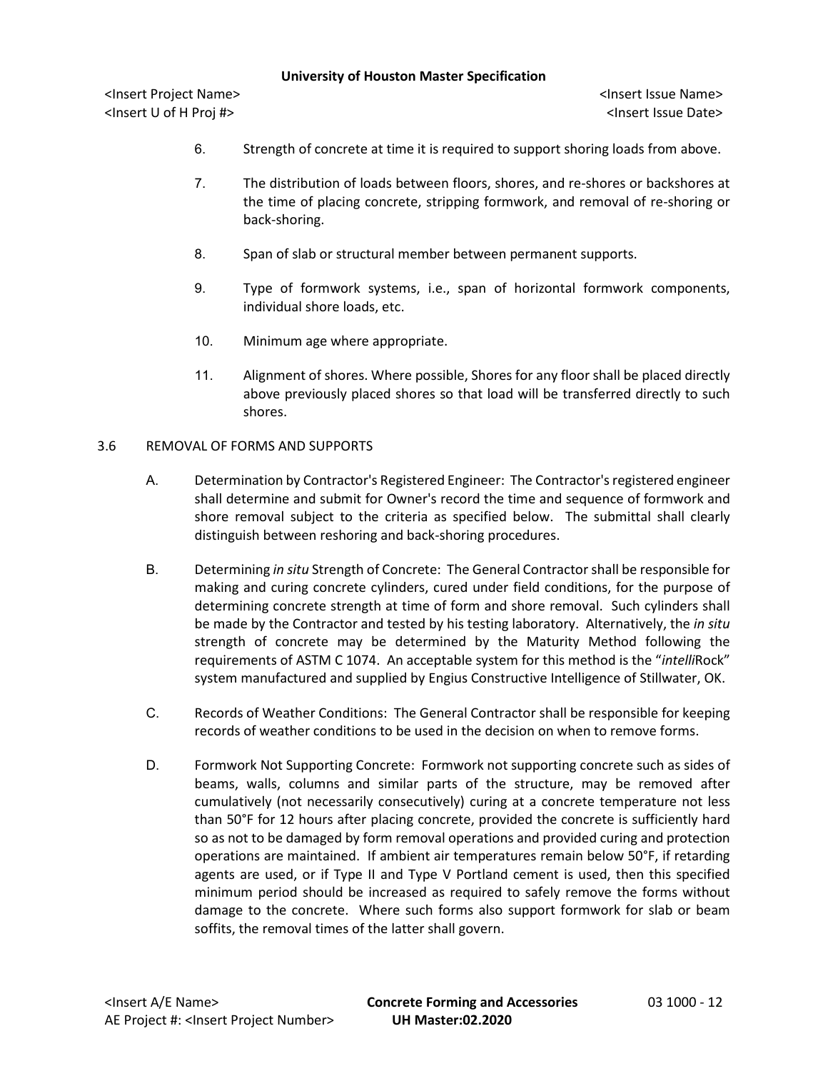6. Strength of concrete at time it is required to support shoring loads from above.

7. The distribution of loads between floors, shores, and re-shores or backshores at the time of placing concrete, stripping formwork, and removal of re-shoring or back-shoring.

8. Span of slab or structural member between permanent supports.

9. Type of formwork systems, i.e., span of horizontal formwork components, individual shore loads, etc.

10. Minimum age where appropriate.

11. Alignment of shores. Where possible, Shores for any floor shall be placed directly above previously placed shores so that load will be transferred directly to such shores.

## 3.6 REMOVAL OF FORMS AND SUPPORTS

A. Determination by Contractor's Registered Engineer: The Contractor's registered engineer shall determine and submit for Owner's record the time and sequence of formwork and shore removal subject to the criteria as specified below. The submittal shall clearly distinguish between reshoring and back-shoring procedures.

B. Determining *in situ* Strength of Concrete: The General Contractor shall be responsible for making and curing concrete cylinders, cured under field conditions, for the purpose of determining concrete strength at time of form and shore removal. Such cylinders shall be made by the Contractor and tested by his testing laboratory. Alternatively, the *in situ* strength of concrete may be determined by the Maturity Method following the requirements of ASTM C 1074. An acceptable system for this method is the "*intelli*Rock" system manufactured and supplied by Engius Constructive Intelligence of Stillwater, OK.

C. Records of Weather Conditions: The General Contractor shall be responsible for keeping records of weather conditions to be used in the decision on when to remove forms.

D. Formwork Not Supporting Concrete: Formwork not supporting concrete such as sides of beams, walls, columns and similar parts of the structure, may be removed after cumulatively (not necessarily consecutively) curing at a concrete temperature not less than 50°F for 12 hours after placing concrete, provided the concrete is sufficiently hard so as not to be damaged by form removal operations and provided curing and protection operations are maintained. If ambient air temperatures remain below 50°F, if retarding agents are used, or if Type II and Type V Portland cement is used, then this specified minimum period should be increased as required to safely remove the forms without damage to the concrete. Where such forms also support formwork for slab or beam soffits, the removal times of the latter shall govern.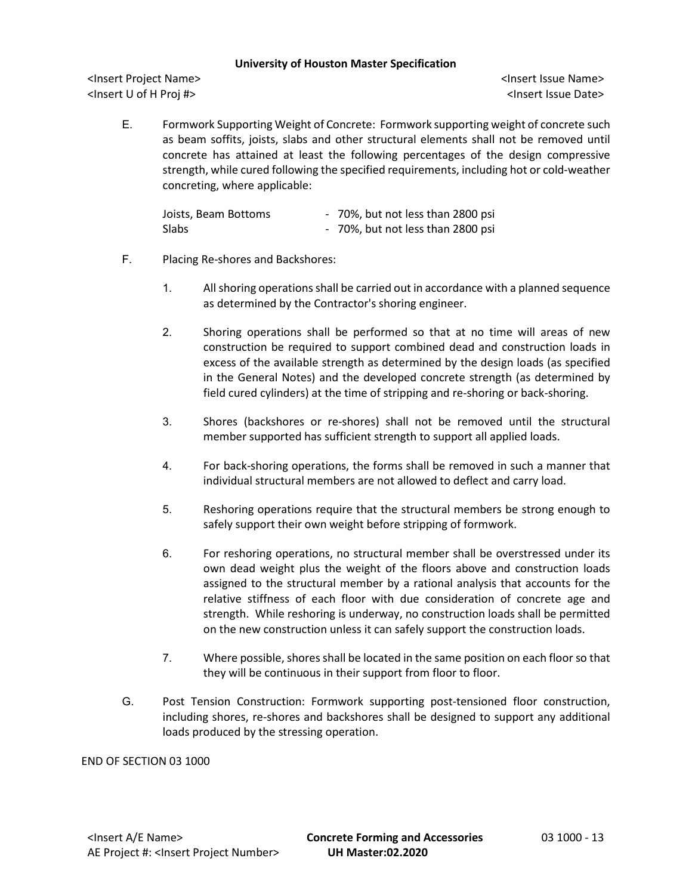E. Formwork Supporting Weight of Concrete: Formwork supporting weight of concrete such as beam soffits, joists, slabs and other structural elements shall not be removed until concrete has attained at least the following percentages of the design compressive strength, while cured following the specified requirements, including hot or cold-weather concreting, where applicable:

| | |
|---|---|
| Joists, Beam Bottoms | - 70%, but not less than 2800 psi |
| Slabs | - 70%, but not less than 2800 psi |

F. Placing Re-shores and Backshores:

1. All shoring operations shall be carried out in accordance with a planned sequence as determined by the Contractor's shoring engineer.

2. Shoring operations shall be performed so that at no time will areas of new construction be required to support combined dead and construction loads in excess of the available strength as determined by the design loads (as specified in the General Notes) and the developed concrete strength (as determined by field cured cylinders) at the time of stripping and re-shoring or back-shoring.

3. Shores (backshores or re-shores) shall not be removed until the structural member supported has sufficient strength to support all applied loads.

4. For back-shoring operations, the forms shall be removed in such a manner that individual structural members are not allowed to deflect and carry load.

5. Reshoring operations require that the structural members be strong enough to safely support their own weight before stripping of formwork.

6. For reshoring operations, no structural member shall be overstressed under its own dead weight plus the weight of the floors above and construction loads assigned to the structural member by a rational analysis that accounts for the relative stiffness of each floor with due consideration of concrete age and strength. While reshoring is underway, no construction loads shall be permitted on the new construction unless it can safely support the construction loads.

7. Where possible, shores shall be located in the same position on each floor so that they will be continuous in their support from floor to floor.

G. Post Tension Construction: Formwork supporting post-tensioned floor construction, including shores, re-shores and backshores shall be designed to support any additional loads produced by the stressing operation.

END OF SECTION 03 1000